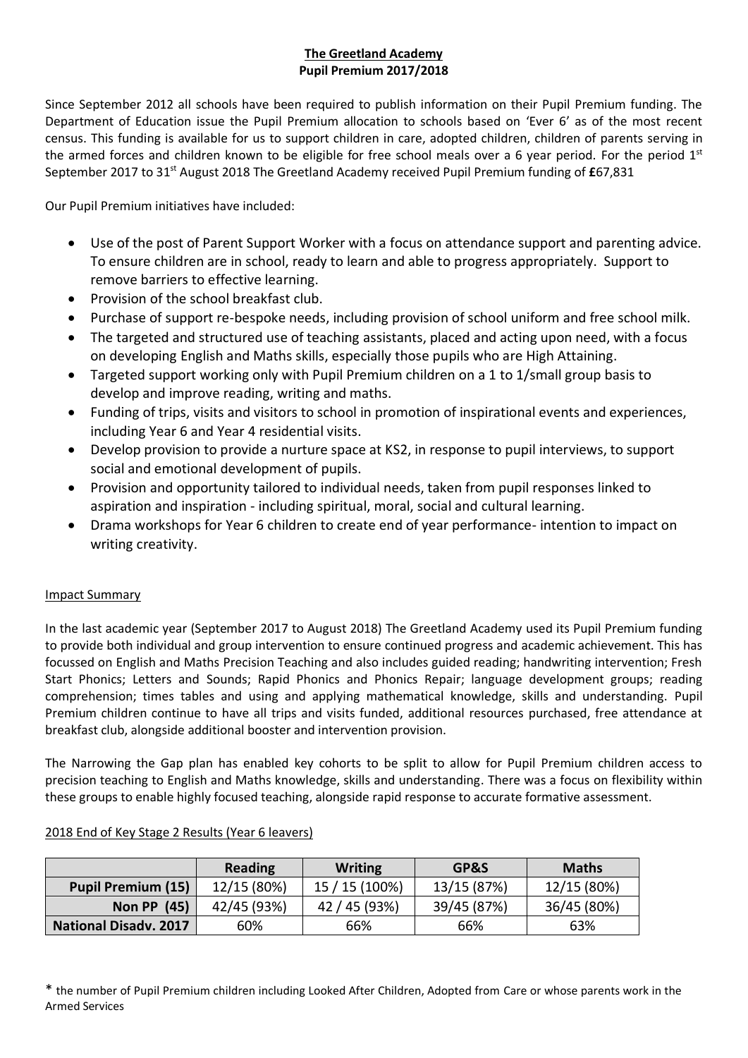**The Greetland Academy**
**Pupil Premium 2017/2018**

Since September 2012 all schools have been required to publish information on their Pupil Premium funding. The Department of Education issue the Pupil Premium allocation to schools based on 'Ever 6' as of the most recent census. This funding is available for us to support children in care, adopted children, children of parents serving in the armed forces and children known to be eligible for free school meals over a 6 year period. For the period 1st September 2017 to 31st August 2018 The Greetland Academy received Pupil Premium funding of **£**67,831

Our Pupil Premium initiatives have included:

- Use of the post of Parent Support Worker with a focus on attendance support and parenting advice. To ensure children are in school, ready to learn and able to progress appropriately. Support to remove barriers to effective learning.
- Provision of the school breakfast club.
- Purchase of support re-bespoke needs, including provision of school uniform and free school milk.
- The targeted and structured use of teaching assistants, placed and acting upon need, with a focus on developing English and Maths skills, especially those pupils who are High Attaining.
- Targeted support working only with Pupil Premium children on a 1 to 1/small group basis to develop and improve reading, writing and maths.
- Funding of trips, visits and visitors to school in promotion of inspirational events and experiences, including Year 6 and Year 4 residential visits.
- Develop provision to provide a nurture space at KS2, in response to pupil interviews, to support social and emotional development of pupils.
- Provision and opportunity tailored to individual needs, taken from pupil responses linked to aspiration and inspiration - including spiritual, moral, social and cultural learning.
- Drama workshops for Year 6 children to create end of year performance- intention to impact on writing creativity.

Impact Summary

In the last academic year (September 2017 to August 2018) The Greetland Academy used its Pupil Premium funding to provide both individual and group intervention to ensure continued progress and academic achievement. This has focussed on English and Maths Precision Teaching and also includes guided reading; handwriting intervention; Fresh Start Phonics; Letters and Sounds; Rapid Phonics and Phonics Repair; language development groups; reading comprehension; times tables and using and applying mathematical knowledge, skills and understanding. Pupil Premium children continue to have all trips and visits funded, additional resources purchased, free attendance at breakfast club, alongside additional booster and intervention provision.

The Narrowing the Gap plan has enabled key cohorts to be split to allow for Pupil Premium children access to precision teaching to English and Maths knowledge, skills and understanding. There was a focus on flexibility within these groups to enable highly focused teaching, alongside rapid response to accurate formative assessment.

2018 End of Key Stage 2 Results (Year 6 leavers)

| | Reading | Writing | GP&S | Maths |
|---|---|---|---|---|
| **Pupil Premium (15)** | 12/15 (80%) | 15 / 15 (100%) | 13/15 (87%) | 12/15 (80%) |
| **Non PP (45)** | 42/45 (93%) | 42 / 45 (93%) | 39/45 (87%) | 36/45 (80%) |
| **National Disadv. 2017** | 60% | 66% | 66% | 63% |

* the number of Pupil Premium children including Looked After Children, Adopted from Care or whose parents work in the Armed Services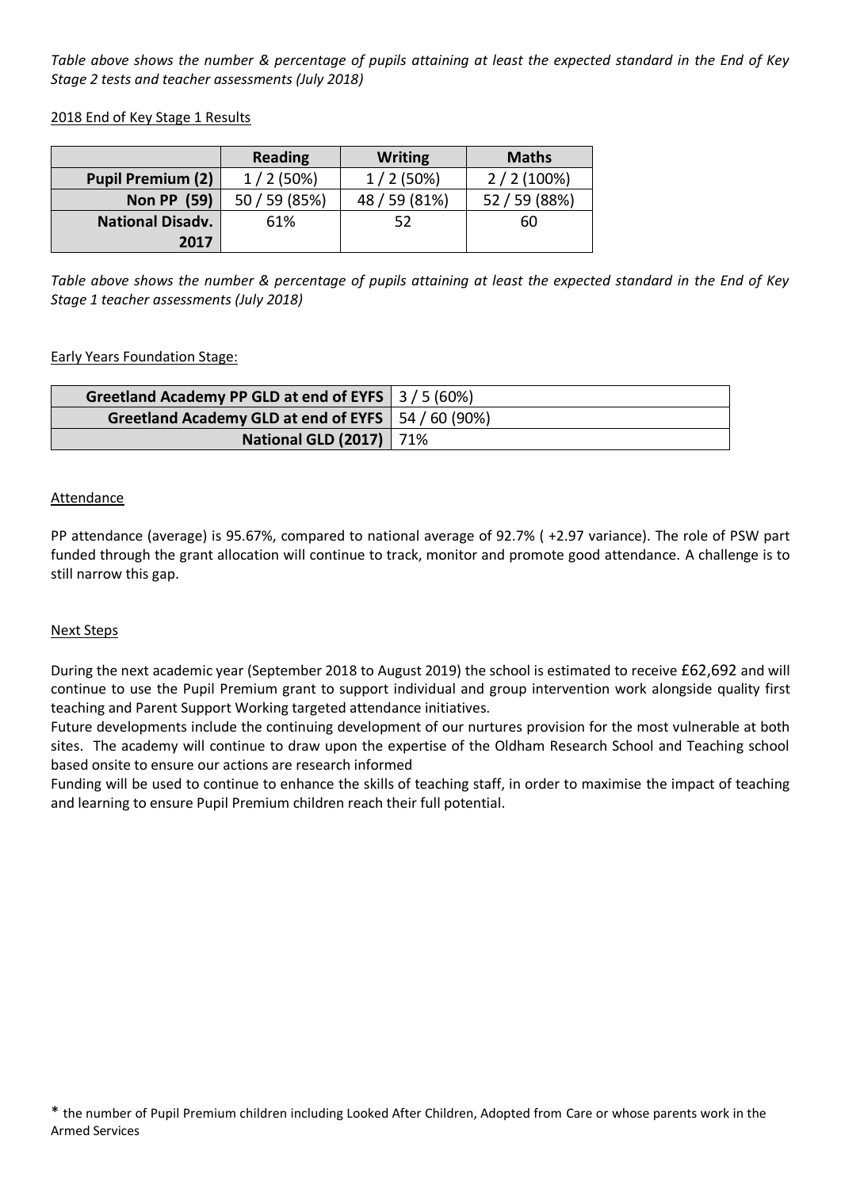*Table above shows the number & percentage of pupils attaining at least the expected standard in the End of Key Stage 2 tests and teacher assessments (July 2018)*

2018 End of Key Stage 1 Results

| | Reading | Writing | Maths |
|---|---|---|---|
| **Pupil Premium (2)** | 1 / 2 (50%) | 1 / 2 (50%) | 2 / 2 (100%) |
| **Non PP (59)** | 50 / 59 (85%) | 48 / 59 (81%) | 52 / 59 (88%) |
| **National Disadv. 2017** | 61% | 52 | 60 |

*Table above shows the number & percentage of pupils attaining at least the expected standard in the End of Key Stage 1 teacher assessments (July 2018)*

Early Years Foundation Stage:

| | |
|---|---|
| **Greetland Academy PP GLD at end of EYFS** | 3 / 5 (60%) |
| **Greetland Academy GLD at end of EYFS** | 54 / 60 (90%) |
| **National GLD (2017)** | 71% |

Attendance

PP attendance (average) is 95.67%, compared to national average of 92.7% ( +2.97 variance). The role of PSW part funded through the grant allocation will continue to track, monitor and promote good attendance. A challenge is to still narrow this gap.

Next Steps

During the next academic year (September 2018 to August 2019) the school is estimated to receive £62,692 and will continue to use the Pupil Premium grant to support individual and group intervention work alongside quality first teaching and Parent Support Working targeted attendance initiatives.

Future developments include the continuing development of our nurtures provision for the most vulnerable at both sites. The academy will continue to draw upon the expertise of the Oldham Research School and Teaching school based onsite to ensure our actions are research informed

Funding will be used to continue to enhance the skills of teaching staff, in order to maximise the impact of teaching and learning to ensure Pupil Premium children reach their full potential.

* the number of Pupil Premium children including Looked After Children, Adopted from Care or whose parents work in the Armed Services